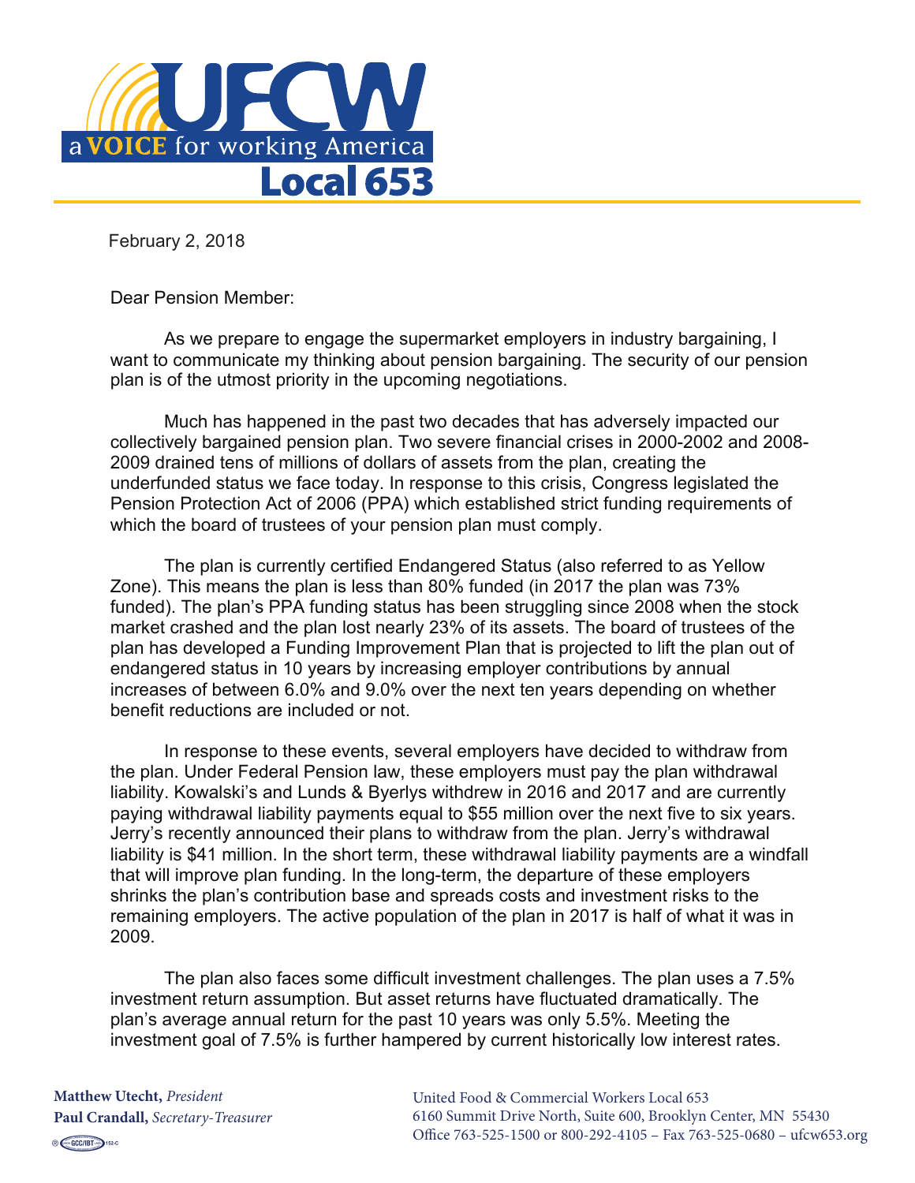# UFCW

a VOICE for working America

**Local 653**

February 2, 2018

Dear Pension Member:

As we prepare to engage the supermarket employers in industry bargaining, I want to communicate my thinking about pension bargaining. The security of our pension plan is of the utmost priority in the upcoming negotiations.

Much has happened in the past two decades that has adversely impacted our collectively bargained pension plan. Two severe financial crises in 2000-2002 and 2008-2009 drained tens of millions of dollars of assets from the plan, creating the underfunded status we face today. In response to this crisis, Congress legislated the Pension Protection Act of 2006 (PPA) which established strict funding requirements of which the board of trustees of your pension plan must comply.

The plan is currently certified Endangered Status (also referred to as Yellow Zone). This means the plan is less than 80% funded (in 2017 the plan was 73% funded). The plan's PPA funding status has been struggling since 2008 when the stock market crashed and the plan lost nearly 23% of its assets. The board of trustees of the plan has developed a Funding Improvement Plan that is projected to lift the plan out of endangered status in 10 years by increasing employer contributions by annual increases of between 6.0% and 9.0% over the next ten years depending on whether benefit reductions are included or not.

In response to these events, several employers have decided to withdraw from the plan. Under Federal Pension law, these employers must pay the plan withdrawal liability. Kowalski's and Lunds & Byerlys withdrew in 2016 and 2017 and are currently paying withdrawal liability payments equal to $55 million over the next five to six years. Jerry's recently announced their plans to withdraw from the plan. Jerry's withdrawal liability is $41 million. In the short term, these withdrawal liability payments are a windfall that will improve plan funding. In the long-term, the departure of these employers shrinks the plan's contribution base and spreads costs and investment risks to the remaining employers. The active population of the plan in 2017 is half of what it was in 2009.

The plan also faces some difficult investment challenges. The plan uses a 7.5% investment return assumption. But asset returns have fluctuated dramatically. The plan's average annual return for the past 10 years was only 5.5%. Meeting the investment goal of 7.5% is further hampered by current historically low interest rates.

**Matthew Utecht,** *President*
**Paul Crandall,** *Secretary-Treasurer*

United Food & Commercial Workers Local 653
6160 Summit Drive North, Suite 600, Brooklyn Center, MN 55430
Office 763-525-1500 or 800-292-4105 – Fax 763-525-0680 – ufcw653.org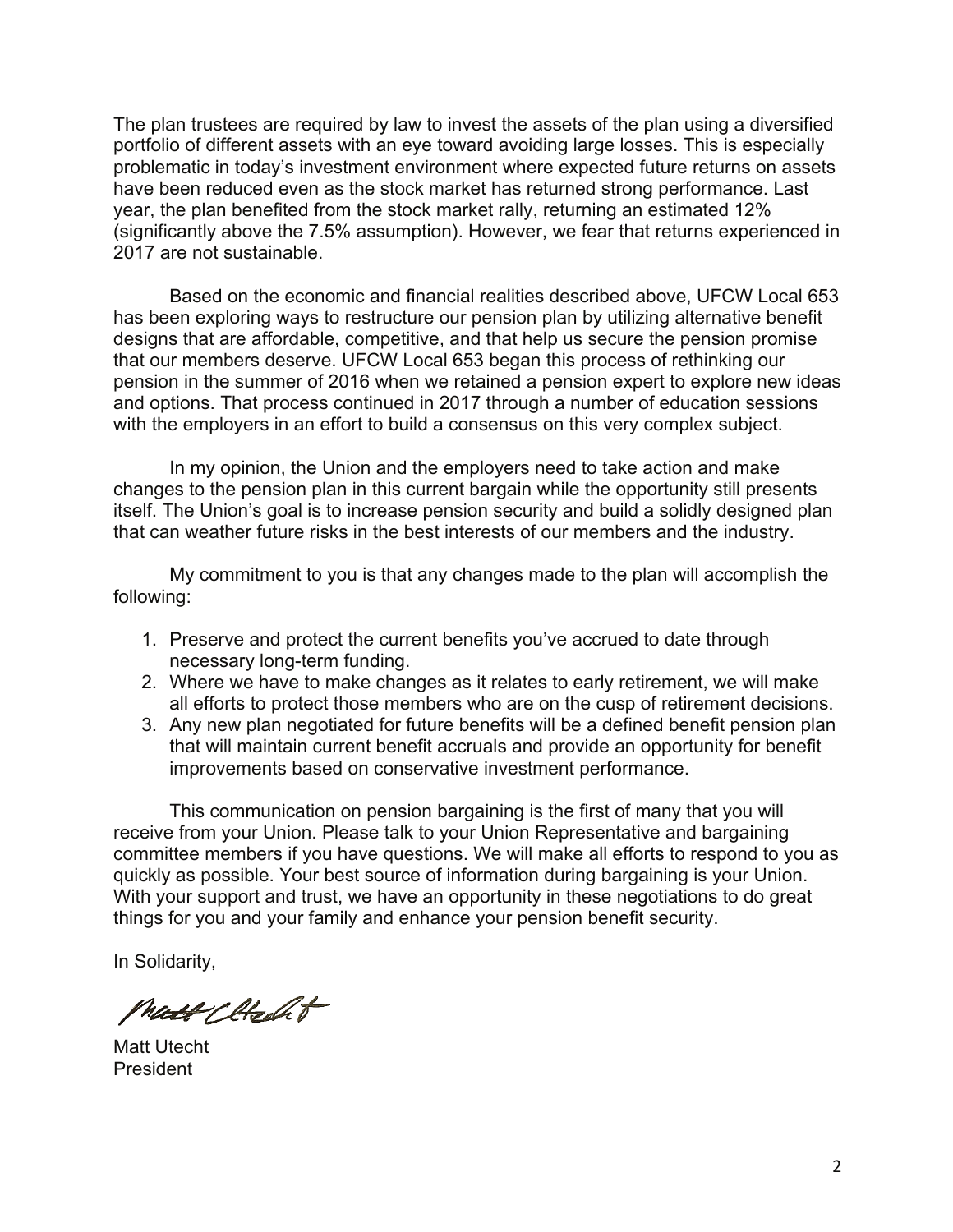The plan trustees are required by law to invest the assets of the plan using a diversified portfolio of different assets with an eye toward avoiding large losses. This is especially problematic in today's investment environment where expected future returns on assets have been reduced even as the stock market has returned strong performance. Last year, the plan benefited from the stock market rally, returning an estimated 12% (significantly above the 7.5% assumption). However, we fear that returns experienced in 2017 are not sustainable.

Based on the economic and financial realities described above, UFCW Local 653 has been exploring ways to restructure our pension plan by utilizing alternative benefit designs that are affordable, competitive, and that help us secure the pension promise that our members deserve. UFCW Local 653 began this process of rethinking our pension in the summer of 2016 when we retained a pension expert to explore new ideas and options. That process continued in 2017 through a number of education sessions with the employers in an effort to build a consensus on this very complex subject.

In my opinion, the Union and the employers need to take action and make changes to the pension plan in this current bargain while the opportunity still presents itself. The Union's goal is to increase pension security and build a solidly designed plan that can weather future risks in the best interests of our members and the industry.

My commitment to you is that any changes made to the plan will accomplish the following:

1. Preserve and protect the current benefits you've accrued to date through necessary long-term funding.
2. Where we have to make changes as it relates to early retirement, we will make all efforts to protect those members who are on the cusp of retirement decisions.
3. Any new plan negotiated for future benefits will be a defined benefit pension plan that will maintain current benefit accruals and provide an opportunity for benefit improvements based on conservative investment performance.

This communication on pension bargaining is the first of many that you will receive from your Union. Please talk to your Union Representative and bargaining committee members if you have questions. We will make all efforts to respond to you as quickly as possible. Your best source of information during bargaining is your Union. With your support and trust, we have an opportunity in these negotiations to do great things for you and your family and enhance your pension benefit security.

In Solidarity,

Matt Utecht

Matt Utecht
President